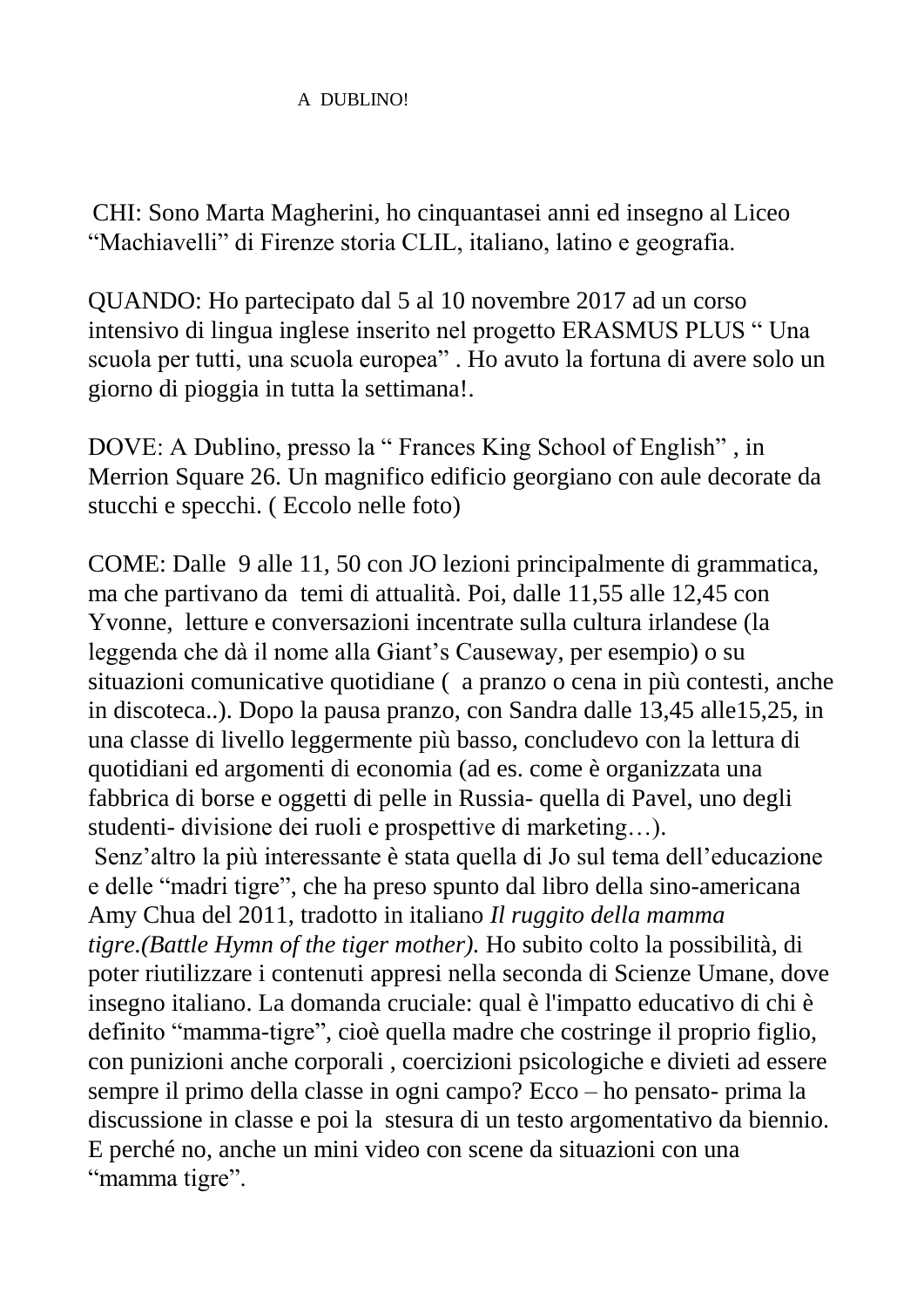# A DUBLINO!

CHI: Sono Marta Magherini, ho cinquantasei anni ed insegno al Liceo "Machiavelli" di Firenze storia CLIL, italiano, latino e geografia.

QUANDO: Ho partecipato dal 5 al 10 novembre 2017 ad un corso intensivo di lingua inglese inserito nel progetto ERASMUS PLUS " Una scuola per tutti, una scuola europea" . Ho avuto la fortuna di avere solo un giorno di pioggia in tutta la settimana!.

DOVE: A Dublino, presso la " Frances King School of English" , in Merrion Square 26. Un magnifico edificio georgiano con aule decorate da stucchi e specchi. ( Eccolo nelle foto)

COME: Dalle 9 alle 11, 50 con JO lezioni principalmente di grammatica, ma che partivano da temi di attualità. Poi, dalle 11,55 alle 12,45 con Yvonne, letture e conversazioni incentrate sulla cultura irlandese (la leggenda che dà il nome alla Giant's Causeway, per esempio) o su situazioni comunicative quotidiane ( a pranzo o cena in più contesti, anche in discoteca..). Dopo la pausa pranzo, con Sandra dalle 13,45 alle15,25, in una classe di livello leggermente più basso, concludevo con la lettura di quotidiani ed argomenti di economia (ad es. come è organizzata una fabbrica di borse e oggetti di pelle in Russia- quella di Pavel, uno degli studenti- divisione dei ruoli e prospettive di marketing…).

Senz'altro la più interessante è stata quella di Jo sul tema dell'educazione e delle "madri tigre", che ha preso spunto dal libro della sino-americana Amy Chua del 2011, tradotto in italiano *Il ruggito della mamma tigre.(Battle Hymn of the tiger mother).* Ho subito colto la possibilità, di poter riutilizzare i contenuti appresi nella seconda di Scienze Umane, dove insegno italiano. La domanda cruciale: qual è l'impatto educativo di chi è definito "mamma-tigre", cioè quella madre che costringe il proprio figlio, con punizioni anche corporali , coercizioni psicologiche e divieti ad essere sempre il primo della classe in ogni campo? Ecco – ho pensato- prima la discussione in classe e poi la stesura di un testo argomentativo da biennio. E perché no, anche un mini video con scene da situazioni con una "mamma tigre".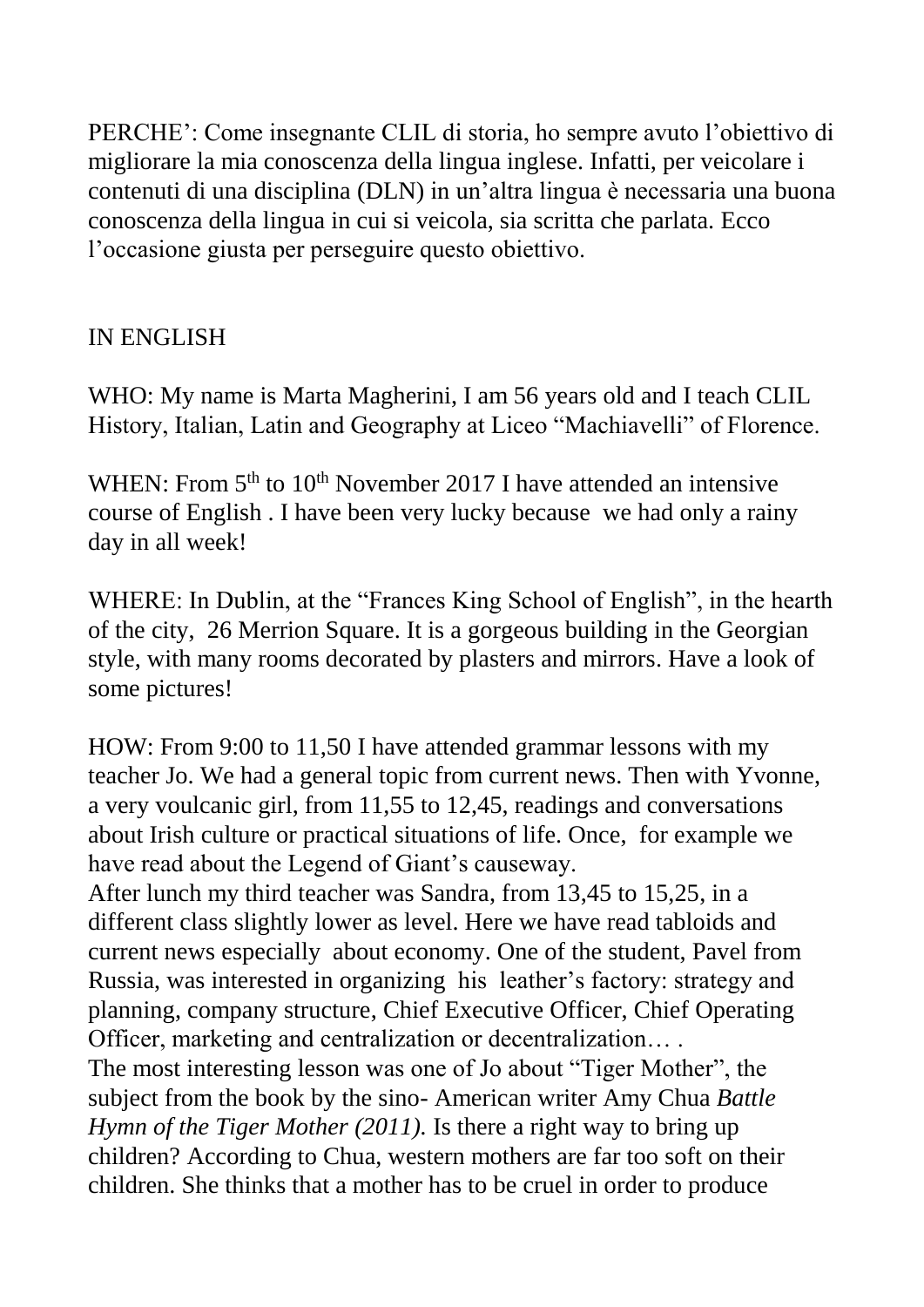PERCHE': Come insegnante CLIL di storia, ho sempre avuto l'obiettivo di migliorare la mia conoscenza della lingua inglese. Infatti, per veicolare i contenuti di una disciplina (DLN) in un'altra lingua è necessaria una buona conoscenza della lingua in cui si veicola, sia scritta che parlata. Ecco l'occasione giusta per perseguire questo obiettivo.

IN ENGLISH

WHO: My name is Marta Magherini, I am 56 years old and I teach CLIL History, Italian, Latin and Geography at Liceo "Machiavelli" of Florence.

WHEN: From 5th to 10th November 2017 I have attended an intensive course of English . I have been very lucky because we had only a rainy day in all week!

WHERE: In Dublin, at the "Frances King School of English", in the hearth of the city, 26 Merrion Square. It is a gorgeous building in the Georgian style, with many rooms decorated by plasters and mirrors. Have a look of some pictures!

HOW: From 9:00 to 11,50 I have attended grammar lessons with my teacher Jo. We had a general topic from current news. Then with Yvonne, a very voulcanic girl, from 11,55 to 12,45, readings and conversations about Irish culture or practical situations of life. Once, for example we have read about the Legend of Giant's causeway.
After lunch my third teacher was Sandra, from 13,45 to 15,25, in a different class slightly lower as level. Here we have read tabloids and current news especially about economy. One of the student, Pavel from Russia, was interested in organizing his leather's factory: strategy and planning, company structure, Chief Executive Officer, Chief Operating Officer, marketing and centralization or decentralization… .
The most interesting lesson was one of Jo about "Tiger Mother", the subject from the book by the sino- American writer Amy Chua *Battle Hymn of the Tiger Mother (2011).* Is there a right way to bring up children? According to Chua, western mothers are far too soft on their children. She thinks that a mother has to be cruel in order to produce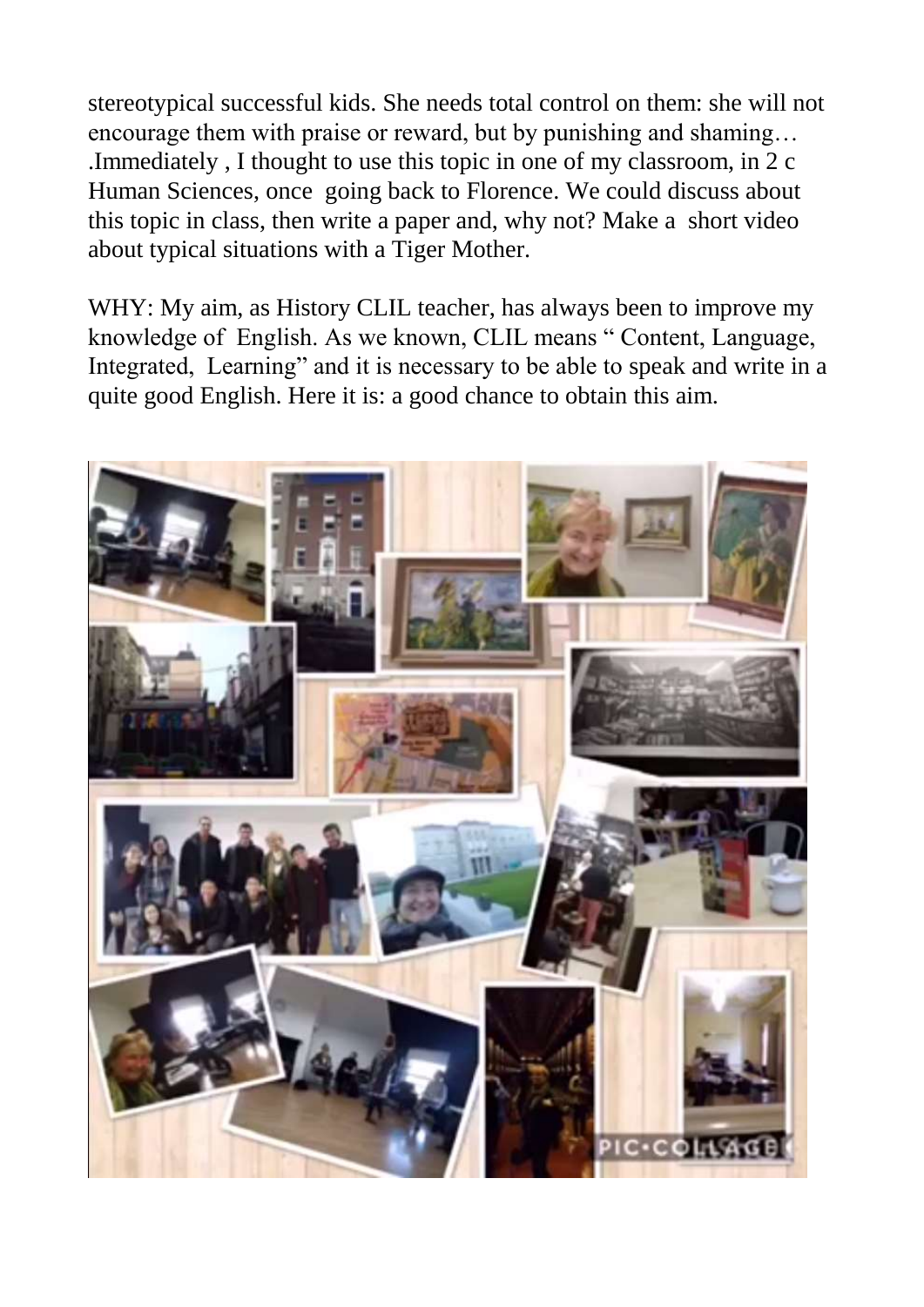stereotypical successful kids. She needs total control on them: she will not encourage them with praise or reward, but by punishing and shaming… .Immediately , I thought to use this topic in one of my classroom, in 2 c Human Sciences, once going back to Florence. We could discuss about this topic in class, then write a paper and, why not? Make a short video about typical situations with a Tiger Mother.

WHY: My aim, as History CLIL teacher, has always been to improve my knowledge of English. As we known, CLIL means " Content, Language, Integrated, Learning" and it is necessary to be able to speak and write in a quite good English. Here it is: a good chance to obtain this aim.